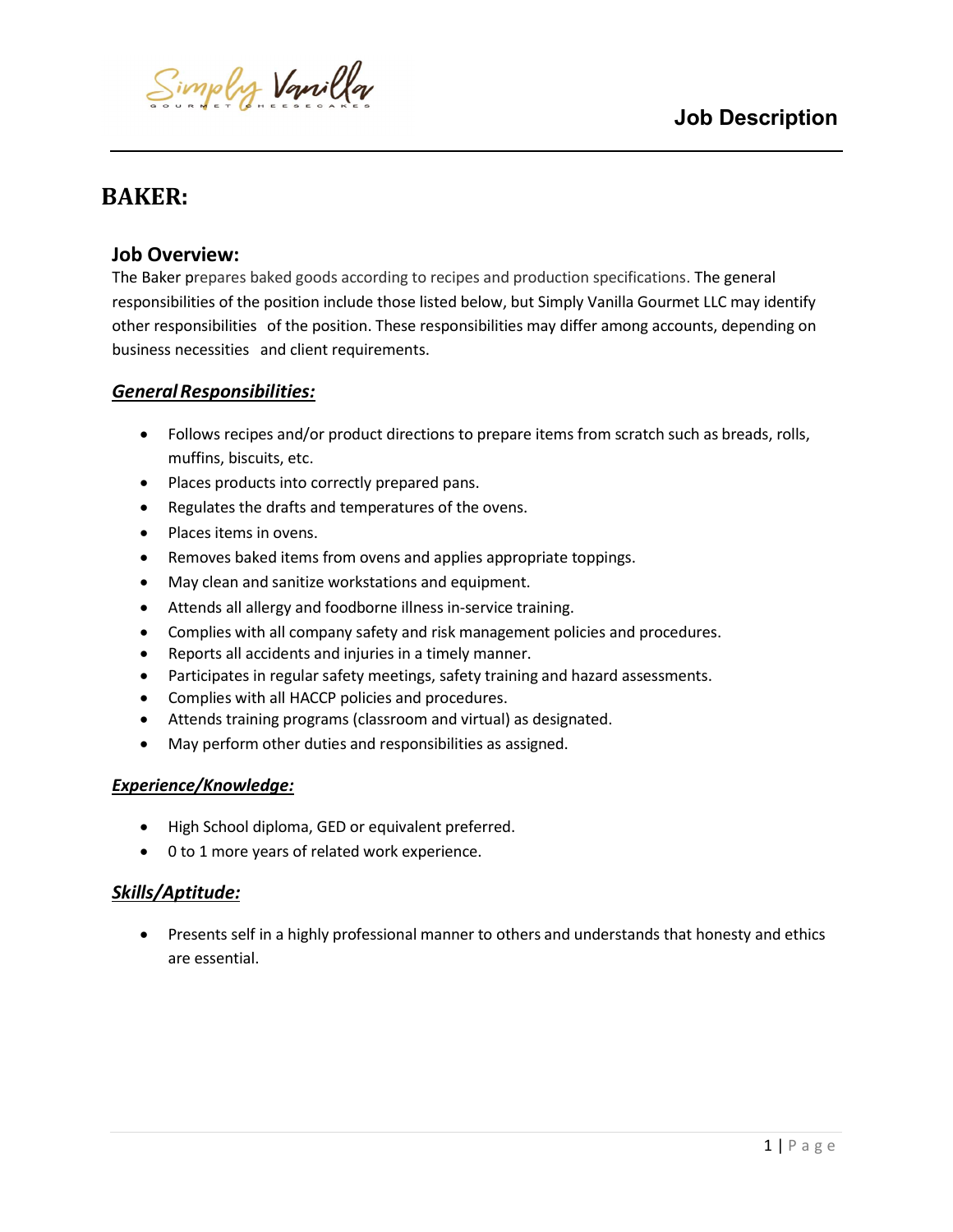Job Description

# BAKER:

## Job Overview:

The Baker prepares baked goods according to recipes and production specifications. The general responsibilities of the position include those listed below, but Simply Vanilla Gourmet LLC may identify other responsibilities of the position. These responsibilities may differ among accounts, depending on business necessities and client requirements.

### ***General Responsibilities:***

- Follows recipes and/or product directions to prepare items from scratch such as breads, rolls, muffins, biscuits, etc.
- Places products into correctly prepared pans.
- Regulates the drafts and temperatures of the ovens.
- Places items in ovens.
- Removes baked items from ovens and applies appropriate toppings.
- May clean and sanitize workstations and equipment.
- Attends all allergy and foodborne illness in-service training.
- Complies with all company safety and risk management policies and procedures.
- Reports all accidents and injuries in a timely manner.
- Participates in regular safety meetings, safety training and hazard assessments.
- Complies with all HACCP policies and procedures.
- Attends training programs (classroom and virtual) as designated.
- May perform other duties and responsibilities as assigned.

### ***Experience/Knowledge:***

- High School diploma, GED or equivalent preferred.
- 0 to 1 more years of related work experience.

### ***Skills/Aptitude:***

- Presents self in a highly professional manner to others and understands that honesty and ethics are essential.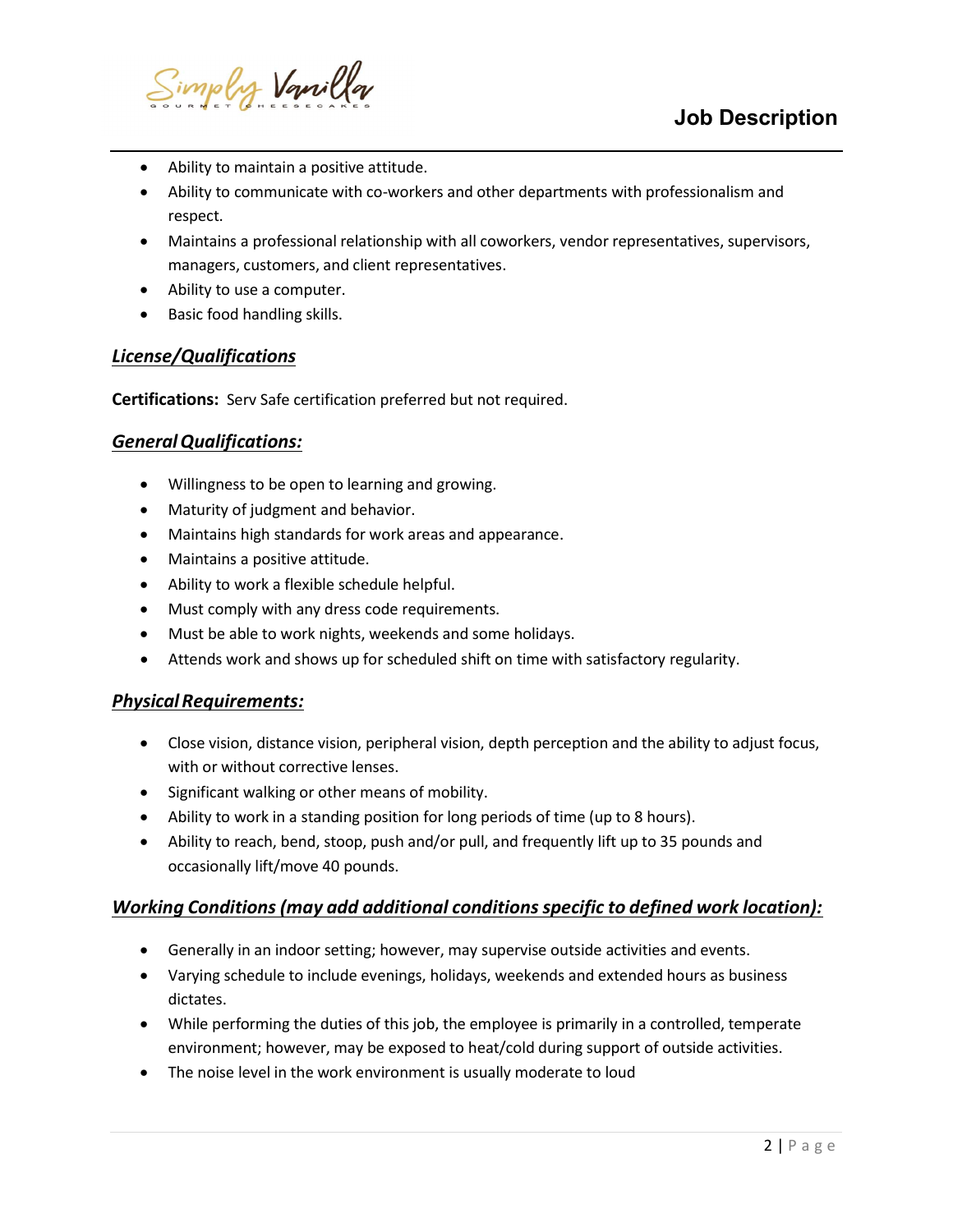- Ability to maintain a positive attitude.
- Ability to communicate with co-workers and other departments with professionalism and respect.
- Maintains a professional relationship with all coworkers, vendor representatives, supervisors, managers, customers, and client representatives.
- Ability to use a computer.
- Basic food handling skills.

## ***License/Qualifications***

**Certifications:** Serv Safe certification preferred but not required.

## ***General Qualifications:***

- Willingness to be open to learning and growing.
- Maturity of judgment and behavior.
- Maintains high standards for work areas and appearance.
- Maintains a positive attitude.
- Ability to work a flexible schedule helpful.
- Must comply with any dress code requirements.
- Must be able to work nights, weekends and some holidays.
- Attends work and shows up for scheduled shift on time with satisfactory regularity.

## ***Physical Requirements:***

- Close vision, distance vision, peripheral vision, depth perception and the ability to adjust focus, with or without corrective lenses.
- Significant walking or other means of mobility.
- Ability to work in a standing position for long periods of time (up to 8 hours).
- Ability to reach, bend, stoop, push and/or pull, and frequently lift up to 35 pounds and occasionally lift/move 40 pounds.

## ***Working Conditions (may add additional conditions specific to defined work location):***

- Generally in an indoor setting; however, may supervise outside activities and events.
- Varying schedule to include evenings, holidays, weekends and extended hours as business dictates.
- While performing the duties of this job, the employee is primarily in a controlled, temperate environment; however, may be exposed to heat/cold during support of outside activities.
- The noise level in the work environment is usually moderate to loud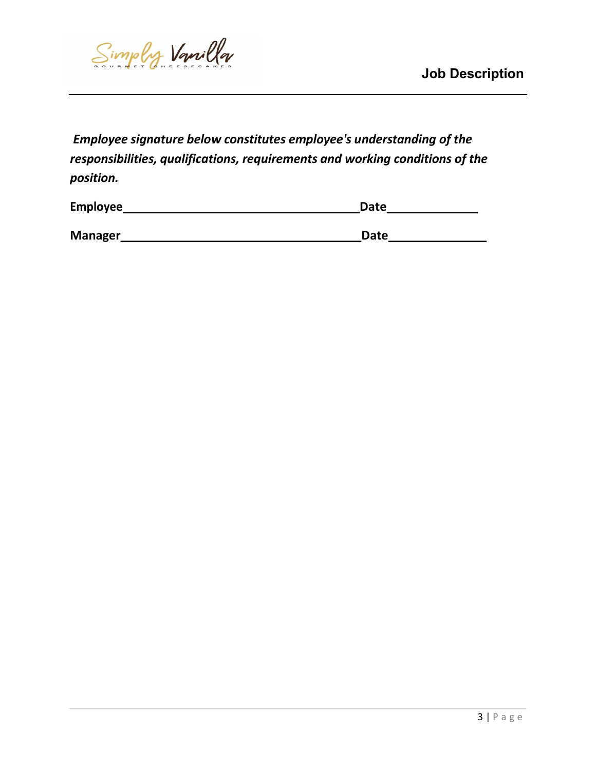***Employee signature below constitutes employee's understanding of the responsibilities, qualifications, requirements and working conditions of the position.***

**Employee**___________________________________**Date**_____________

**Manager**___________________________________**Date**______________